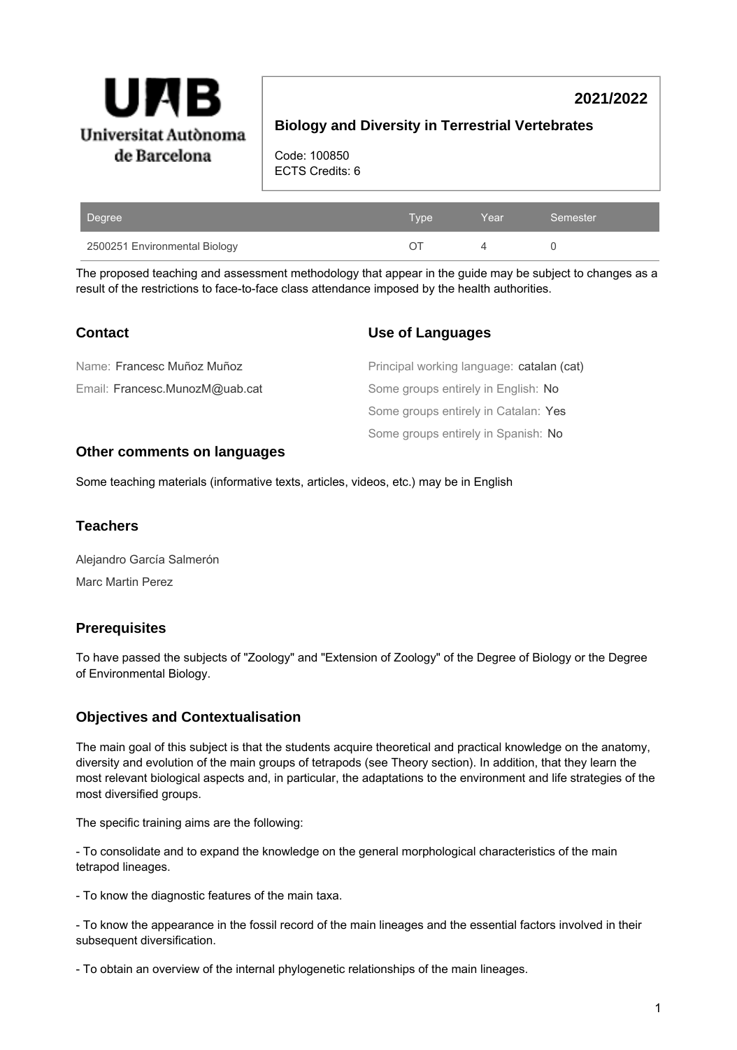**2021/2022**

# Biology and Diversity in Terrestrial Vertebrates

Code: 100850
ECTS Credits: 6

| Degree | Type | Year | Semester |
|---|---|---|---|
| 2500251 Environmental Biology | OT | 4 | 0 |

The proposed teaching and assessment methodology that appear in the guide may be subject to changes as a result of the restrictions to face-to-face class attendance imposed by the health authorities.

## Contact

Name: Francesc Muñoz Muñoz

Email: Francesc.MunozM@uab.cat

## Use of Languages

Principal working language: catalan (cat)

Some groups entirely in English: No

Some groups entirely in Catalan: Yes

Some groups entirely in Spanish: No

## Other comments on languages

Some teaching materials (informative texts, articles, videos, etc.) may be in English

## Teachers

Alejandro García Salmerón

Marc Martin Perez

## Prerequisites

To have passed the subjects of "Zoology" and "Extension of Zoology" of the Degree of Biology or the Degree of Environmental Biology.

## Objectives and Contextualisation

The main goal of this subject is that the students acquire theoretical and practical knowledge on the anatomy, diversity and evolution of the main groups of tetrapods (see Theory section). In addition, that they learn the most relevant biological aspects and, in particular, the adaptations to the environment and life strategies of the most diversified groups.

The specific training aims are the following:

- To consolidate and to expand the knowledge on the general morphological characteristics of the main tetrapod lineages.

- To know the diagnostic features of the main taxa.

- To know the appearance in the fossil record of the main lineages and the essential factors involved in their subsequent diversification.

- To obtain an overview of the internal phylogenetic relationships of the main lineages.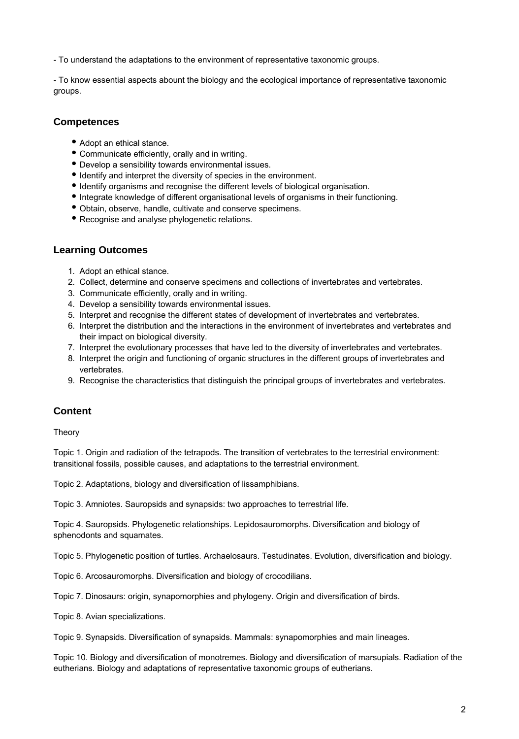- To understand the adaptations to the environment of representative taxonomic groups.

- To know essential aspects abount the biology and the ecological importance of representative taxonomic groups.

## Competences

- Adopt an ethical stance.
- Communicate efficiently, orally and in writing.
- Develop a sensibility towards environmental issues.
- Identify and interpret the diversity of species in the environment.
- Identify organisms and recognise the different levels of biological organisation.
- Integrate knowledge of different organisational levels of organisms in their functioning.
- Obtain, observe, handle, cultivate and conserve specimens.
- Recognise and analyse phylogenetic relations.

## Learning Outcomes

1. Adopt an ethical stance.
2. Collect, determine and conserve specimens and collections of invertebrates and vertebrates.
3. Communicate efficiently, orally and in writing.
4. Develop a sensibility towards environmental issues.
5. Interpret and recognise the different states of development of invertebrates and vertebrates.
6. Interpret the distribution and the interactions in the environment of invertebrates and vertebrates and their impact on biological diversity.
7. Interpret the evolutionary processes that have led to the diversity of invertebrates and vertebrates.
8. Interpret the origin and functioning of organic structures in the different groups of invertebrates and vertebrates.
9. Recognise the characteristics that distinguish the principal groups of invertebrates and vertebrates.

## Content

Theory

Topic 1. Origin and radiation of the tetrapods. The transition of vertebrates to the terrestrial environment: transitional fossils, possible causes, and adaptations to the terrestrial environment.

Topic 2. Adaptations, biology and diversification of lissamphibians.

Topic 3. Amniotes. Sauropsids and synapsids: two approaches to terrestrial life.

Topic 4. Sauropsids. Phylogenetic relationships. Lepidosauromorphs. Diversification and biology of sphenodonts and squamates.

Topic 5. Phylogenetic position of turtles. Archaelosaurs. Testudinates. Evolution, diversification and biology.

Topic 6. Arcosauromorphs. Diversification and biology of crocodilians.

Topic 7. Dinosaurs: origin, synapomorphies and phylogeny. Origin and diversification of birds.

Topic 8. Avian specializations.

Topic 9. Synapsids. Diversification of synapsids. Mammals: synapomorphies and main lineages.

Topic 10. Biology and diversification of monotremes. Biology and diversification of marsupials. Radiation of the eutherians. Biology and adaptations of representative taxonomic groups of eutherians.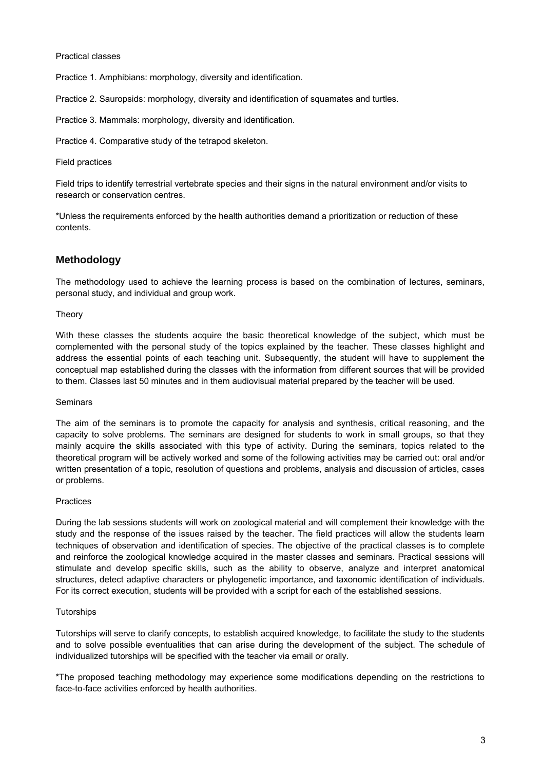Practical classes

Practice 1. Amphibians: morphology, diversity and identification.

Practice 2. Sauropsids: morphology, diversity and identification of squamates and turtles.

Practice 3. Mammals: morphology, diversity and identification.

Practice 4. Comparative study of the tetrapod skeleton.

Field practices

Field trips to identify terrestrial vertebrate species and their signs in the natural environment and/or visits to research or conservation centres.

*Unless the requirements enforced by the health authorities demand a prioritization or reduction of these contents.

## Methodology

The methodology used to achieve the learning process is based on the combination of lectures, seminars, personal study, and individual and group work.

Theory

With these classes the students acquire the basic theoretical knowledge of the subject, which must be complemented with the personal study of the topics explained by the teacher. These classes highlight and address the essential points of each teaching unit. Subsequently, the student will have to supplement the conceptual map established during the classes with the information from different sources that will be provided to them. Classes last 50 minutes and in them audiovisual material prepared by the teacher will be used.

Seminars

The aim of the seminars is to promote the capacity for analysis and synthesis, critical reasoning, and the capacity to solve problems. The seminars are designed for students to work in small groups, so that they mainly acquire the skills associated with this type of activity. During the seminars, topics related to the theoretical program will be actively worked and some of the following activities may be carried out: oral and/or written presentation of a topic, resolution of questions and problems, analysis and discussion of articles, cases or problems.

Practices

During the lab sessions students will work on zoological material and will complement their knowledge with the study and the response of the issues raised by the teacher. The field practices will allow the students learn techniques of observation and identification of species. The objective of the practical classes is to complete and reinforce the zoological knowledge acquired in the master classes and seminars. Practical sessions will stimulate and develop specific skills, such as the ability to observe, analyze and interpret anatomical structures, detect adaptive characters or phylogenetic importance, and taxonomic identification of individuals. For its correct execution, students will be provided with a script for each of the established sessions.

Tutorships

Tutorships will serve to clarify concepts, to establish acquired knowledge, to facilitate the study to the students and to solve possible eventualities that can arise during the development of the subject. The schedule of individualized tutorships will be specified with the teacher via email or orally.

*The proposed teaching methodology may experience some modifications depending on the restrictions to face-to-face activities enforced by health authorities.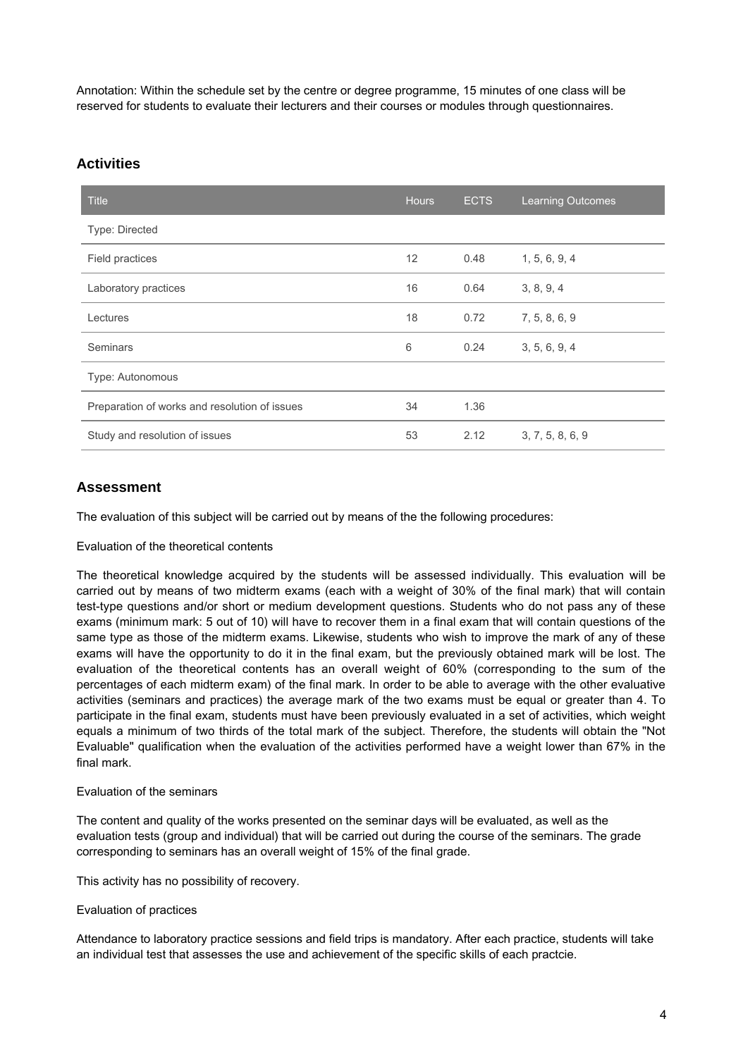Annotation: Within the schedule set by the centre or degree programme, 15 minutes of one class will be reserved for students to evaluate their lecturers and their courses or modules through questionnaires.

## Activities

| Title | Hours | ECTS | Learning Outcomes |
| --- | --- | --- | --- |
| Type: Directed | | | |
| Field practices | 12 | 0.48 | 1, 5, 6, 9, 4 |
| Laboratory practices | 16 | 0.64 | 3, 8, 9, 4 |
| Lectures | 18 | 0.72 | 7, 5, 8, 6, 9 |
| Seminars | 6 | 0.24 | 3, 5, 6, 9, 4 |
| Type: Autonomous | | | |
| Preparation of works and resolution of issues | 34 | 1.36 | |
| Study and resolution of issues | 53 | 2.12 | 3, 7, 5, 8, 6, 9 |

## Assessment

The evaluation of this subject will be carried out by means of the the following procedures:

Evaluation of the theoretical contents

The theoretical knowledge acquired by the students will be assessed individually. This evaluation will be carried out by means of two midterm exams (each with a weight of 30% of the final mark) that will contain test-type questions and/or short or medium development questions. Students who do not pass any of these exams (minimum mark: 5 out of 10) will have to recover them in a final exam that will contain questions of the same type as those of the midterm exams. Likewise, students who wish to improve the mark of any of these exams will have the opportunity to do it in the final exam, but the previously obtained mark will be lost. The evaluation of the theoretical contents has an overall weight of 60% (corresponding to the sum of the percentages of each midterm exam) of the final mark. In order to be able to average with the other evaluative activities (seminars and practices) the average mark of the two exams must be equal or greater than 4. To participate in the final exam, students must have been previously evaluated in a set of activities, which weight equals a minimum of two thirds of the total mark of the subject. Therefore, the students will obtain the "Not Evaluable" qualification when the evaluation of the activities performed have a weight lower than 67% in the final mark.

Evaluation of the seminars

The content and quality of the works presented on the seminar days will be evaluated, as well as the evaluation tests (group and individual) that will be carried out during the course of the seminars. The grade corresponding to seminars has an overall weight of 15% of the final grade.

This activity has no possibility of recovery.

Evaluation of practices

Attendance to laboratory practice sessions and field trips is mandatory. After each practice, students will take an individual test that assesses the use and achievement of the specific skills of each practcie.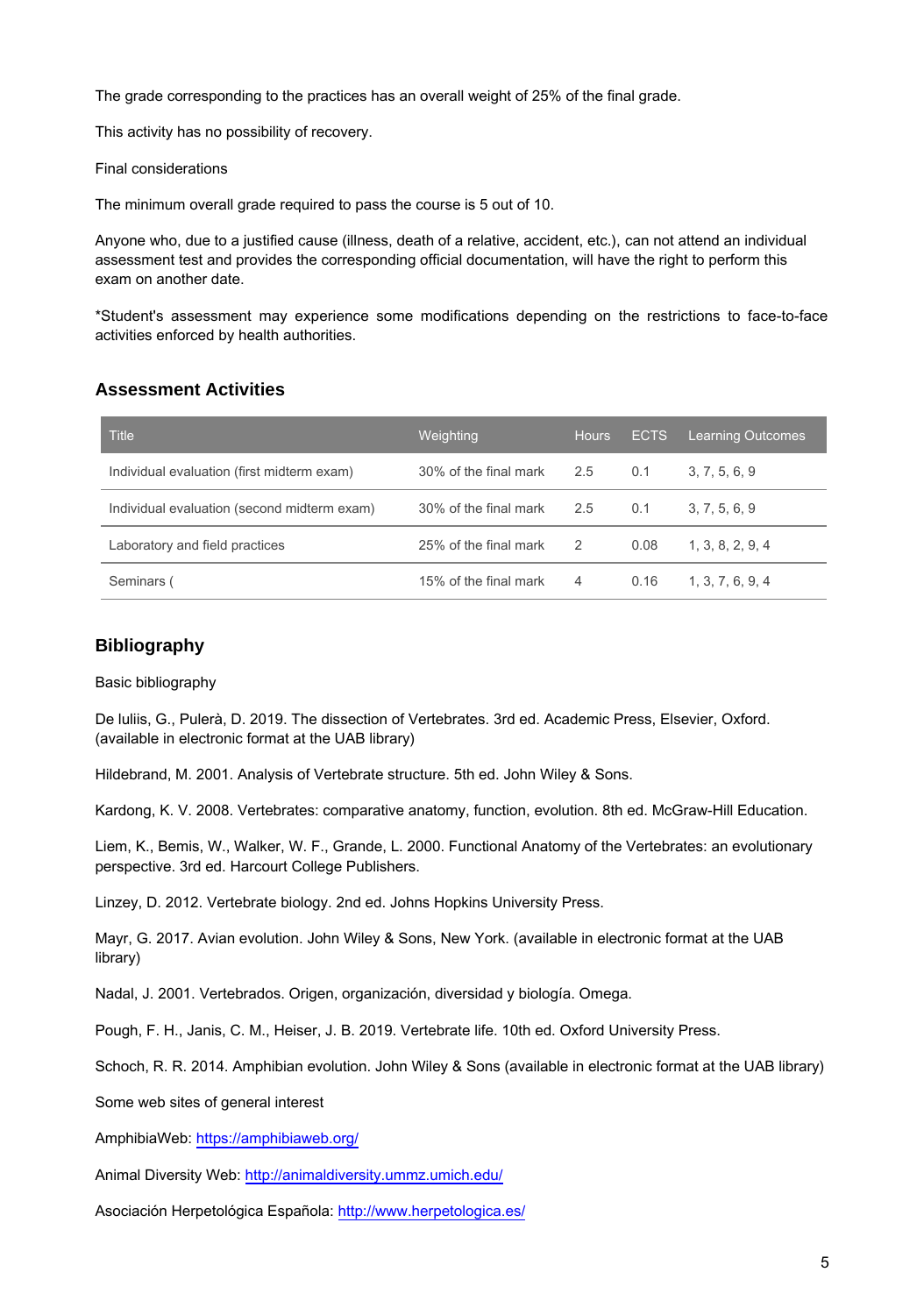The grade corresponding to the practices has an overall weight of 25% of the final grade.

This activity has no possibility of recovery.

Final considerations

The minimum overall grade required to pass the course is 5 out of 10.

Anyone who, due to a justified cause (illness, death of a relative, accident, etc.), can not attend an individual assessment test and provides the corresponding official documentation, will have the right to perform this exam on another date.

*Student's assessment may experience some modifications depending on the restrictions to face-to-face activities enforced by health authorities.

## Assessment Activities

| Title | Weighting | Hours | ECTS | Learning Outcomes |
|---|---|---|---|---|
| Individual evaluation (first midterm exam) | 30% of the final mark | 2.5 | 0.1 | 3, 7, 5, 6, 9 |
| Individual evaluation (second midterm exam) | 30% of the final mark | 2.5 | 0.1 | 3, 7, 5, 6, 9 |
| Laboratory and field practices | 25% of the final mark | 2 | 0.08 | 1, 3, 8, 2, 9, 4 |
| Seminars ( | 15% of the final mark | 4 | 0.16 | 1, 3, 7, 6, 9, 4 |

## Bibliography

Basic bibliography

De Iuliis, G., Pulerà, D. 2019. The dissection of Vertebrates. 3rd ed. Academic Press, Elsevier, Oxford. (available in electronic format at the UAB library)

Hildebrand, M. 2001. Analysis of Vertebrate structure. 5th ed. John Wiley & Sons.

Kardong, K. V. 2008. Vertebrates: comparative anatomy, function, evolution. 8th ed. McGraw-Hill Education.

Liem, K., Bemis, W., Walker, W. F., Grande, L. 2000. Functional Anatomy of the Vertebrates: an evolutionary perspective. 3rd ed. Harcourt College Publishers.

Linzey, D. 2012. Vertebrate biology. 2nd ed. Johns Hopkins University Press.

Mayr, G. 2017. Avian evolution. John Wiley & Sons, New York. (available in electronic format at the UAB library)

Nadal, J. 2001. Vertebrados. Origen, organización, diversidad y biología. Omega.

Pough, F. H., Janis, C. M., Heiser, J. B. 2019. Vertebrate life. 10th ed. Oxford University Press.

Schoch, R. R. 2014. Amphibian evolution. John Wiley & Sons (available in electronic format at the UAB library)

Some web sites of general interest

AmphibiaWeb: https://amphibiaweb.org/

Animal Diversity Web: http://animaldiversity.ummz.umich.edu/

Asociación Herpetológica Española: http://www.herpetologica.es/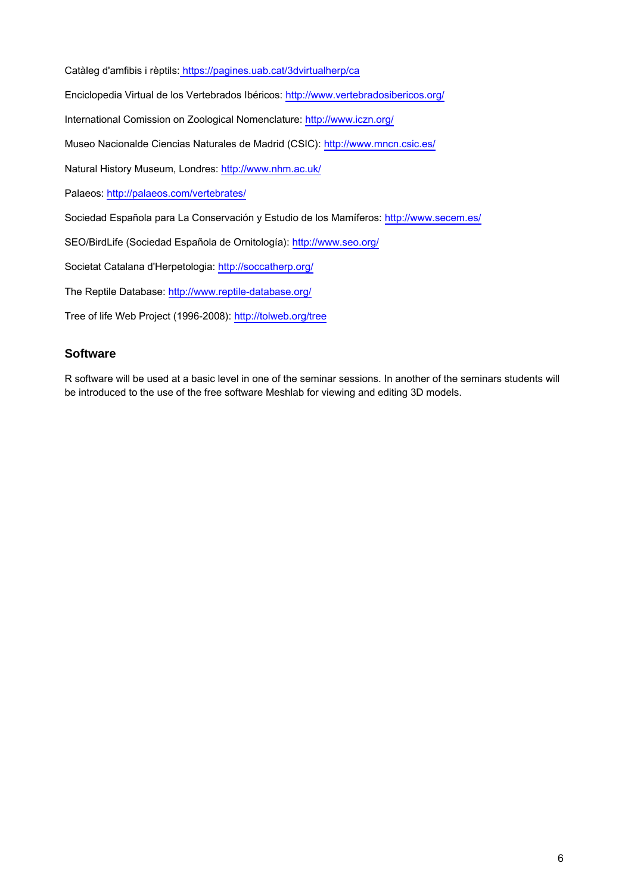Catàleg d'amfibis i rèptils: https://pagines.uab.cat/3dvirtualherp/ca

Enciclopedia Virtual de los Vertebrados Ibéricos: http://www.vertebradosibericos.org/

International Comission on Zoological Nomenclature: http://www.iczn.org/

Museo Nacionalde Ciencias Naturales de Madrid (CSIC): http://www.mncn.csic.es/

Natural History Museum, Londres: http://www.nhm.ac.uk/

Palaeos: http://palaeos.com/vertebrates/

Sociedad Española para La Conservación y Estudio de los Mamíferos: http://www.secem.es/

SEO/BirdLife (Sociedad Española de Ornitología): http://www.seo.org/

Societat Catalana d'Herpetologia: http://soccatherp.org/

The Reptile Database: http://www.reptile-database.org/

Tree of life Web Project (1996-2008): http://tolweb.org/tree

## Software

R software will be used at a basic level in one of the seminar sessions. In another of the seminars students will be introduced to the use of the free software Meshlab for viewing and editing 3D models.